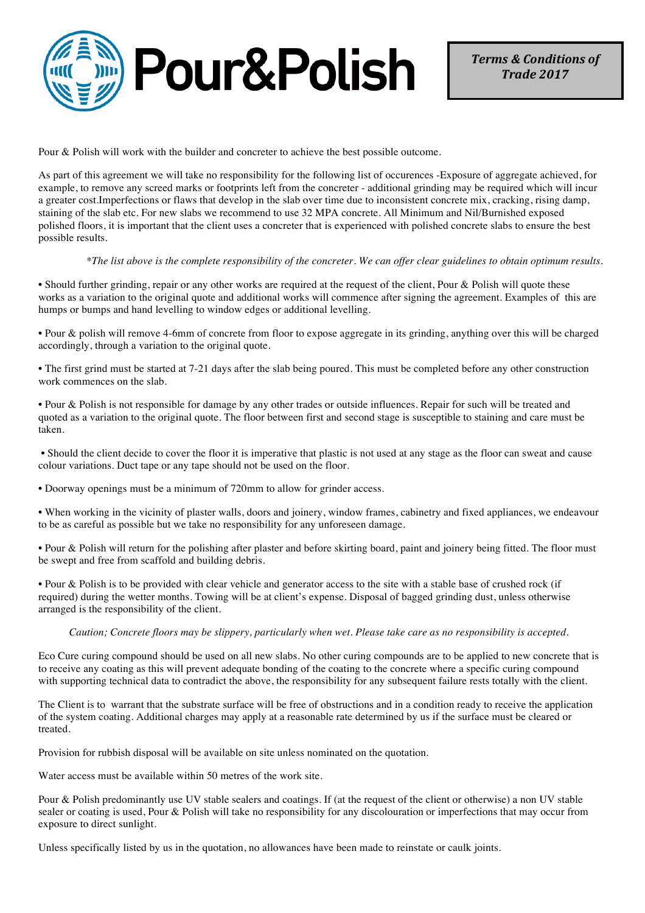# Pour&Polish

***Terms & Conditions of Trade 2017***

Pour & Polish will work with the builder and concreter to achieve the best possible outcome.

As part of this agreement we will take no responsibility for the following list of occurences -Exposure of aggregate achieved, for example, to remove any screed marks or footprints left from the concreter - additional grinding may be required which will incur a greater cost.Imperfections or flaws that develop in the slab over time due to inconsistent concrete mix, cracking, rising damp, staining of the slab etc. For new slabs we recommend to use 32 MPA concrete. All Minimum and Nil/Burnished exposed polished floors, it is important that the client uses a concreter that is experienced with polished concrete slabs to ensure the best possible results.

*\*The list above is the complete responsibility of the concreter. We can offer clear guidelines to obtain optimum results.*

• Should further grinding, repair or any other works are required at the request of the client, Pour & Polish will quote these works as a variation to the original quote and additional works will commence after signing the agreement. Examples of this are humps or bumps and hand levelling to window edges or additional levelling.

• Pour & polish will remove 4-6mm of concrete from floor to expose aggregate in its grinding, anything over this will be charged accordingly, through a variation to the original quote.

• The first grind must be started at 7-21 days after the slab being poured. This must be completed before any other construction work commences on the slab.

• Pour & Polish is not responsible for damage by any other trades or outside influences. Repair for such will be treated and quoted as a variation to the original quote. The floor between first and second stage is susceptible to staining and care must be taken.

• Should the client decide to cover the floor it is imperative that plastic is not used at any stage as the floor can sweat and cause colour variations. Duct tape or any tape should not be used on the floor.

• Doorway openings must be a minimum of 720mm to allow for grinder access.

• When working in the vicinity of plaster walls, doors and joinery, window frames, cabinetry and fixed appliances, we endeavour to be as careful as possible but we take no responsibility for any unforeseen damage.

• Pour & Polish will return for the polishing after plaster and before skirting board, paint and joinery being fitted. The floor must be swept and free from scaffold and building debris.

• Pour & Polish is to be provided with clear vehicle and generator access to the site with a stable base of crushed rock (if required) during the wetter months. Towing will be at client's expense. Disposal of bagged grinding dust, unless otherwise arranged is the responsibility of the client.

*Caution; Concrete floors may be slippery, particularly when wet. Please take care as no responsibility is accepted.*

Eco Cure curing compound should be used on all new slabs. No other curing compounds are to be applied to new concrete that is to receive any coating as this will prevent adequate bonding of the coating to the concrete where a specific curing compound with supporting technical data to contradict the above, the responsibility for any subsequent failure rests totally with the client.

The Client is to warrant that the substrate surface will be free of obstructions and in a condition ready to receive the application of the system coating. Additional charges may apply at a reasonable rate determined by us if the surface must be cleared or treated.

Provision for rubbish disposal will be available on site unless nominated on the quotation.

Water access must be available within 50 metres of the work site.

Pour & Polish predominantly use UV stable sealers and coatings. If (at the request of the client or otherwise) a non UV stable sealer or coating is used, Pour & Polish will take no responsibility for any discolouration or imperfections that may occur from exposure to direct sunlight.

Unless specifically listed by us in the quotation, no allowances have been made to reinstate or caulk joints.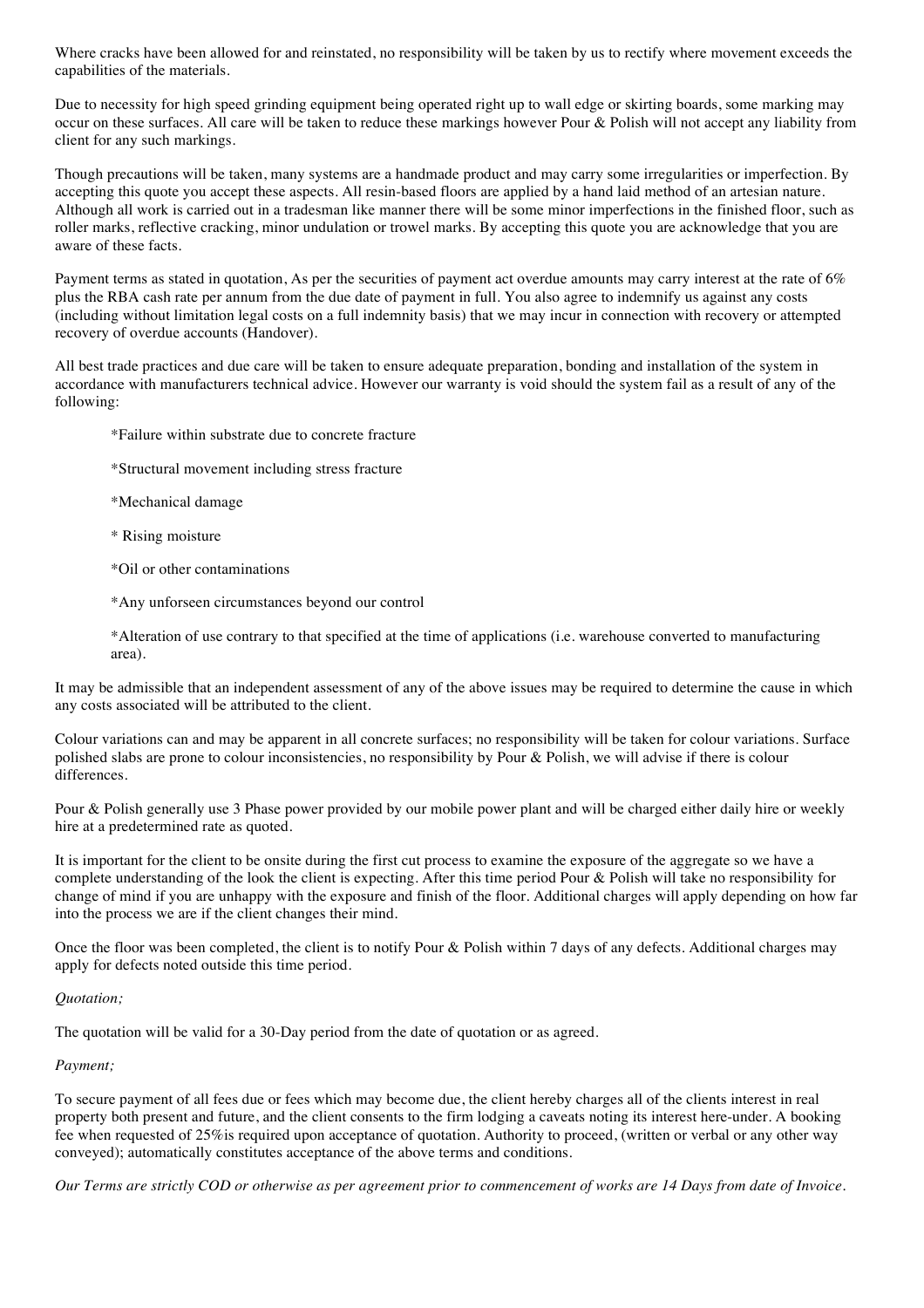Where cracks have been allowed for and reinstated, no responsibility will be taken by us to rectify where movement exceeds the capabilities of the materials.

Due to necessity for high speed grinding equipment being operated right up to wall edge or skirting boards, some marking may occur on these surfaces. All care will be taken to reduce these markings however Pour & Polish will not accept any liability from client for any such markings.

Though precautions will be taken, many systems are a handmade product and may carry some irregularities or imperfection. By accepting this quote you accept these aspects. All resin-based floors are applied by a hand laid method of an artesian nature. Although all work is carried out in a tradesman like manner there will be some minor imperfections in the finished floor, such as roller marks, reflective cracking, minor undulation or trowel marks. By accepting this quote you are acknowledge that you are aware of these facts.

Payment terms as stated in quotation, As per the securities of payment act overdue amounts may carry interest at the rate of 6% plus the RBA cash rate per annum from the due date of payment in full. You also agree to indemnify us against any costs (including without limitation legal costs on a full indemnity basis) that we may incur in connection with recovery or attempted recovery of overdue accounts (Handover).

All best trade practices and due care will be taken to ensure adequate preparation, bonding and installation of the system in accordance with manufacturers technical advice. However our warranty is void should the system fail as a result of any of the following:

*Failure within substrate due to concrete fracture

*Structural movement including stress fracture

*Mechanical damage

* Rising moisture

*Oil or other contaminations

*Any unforseen circumstances beyond our control

*Alteration of use contrary to that specified at the time of applications (i.e. warehouse converted to manufacturing area).

It may be admissible that an independent assessment of any of the above issues may be required to determine the cause in which any costs associated will be attributed to the client.

Colour variations can and may be apparent in all concrete surfaces; no responsibility will be taken for colour variations. Surface polished slabs are prone to colour inconsistencies, no responsibility by Pour & Polish, we will advise if there is colour differences.

Pour & Polish generally use 3 Phase power provided by our mobile power plant and will be charged either daily hire or weekly hire at a predetermined rate as quoted.

It is important for the client to be onsite during the first cut process to examine the exposure of the aggregate so we have a complete understanding of the look the client is expecting. After this time period Pour & Polish will take no responsibility for change of mind if you are unhappy with the exposure and finish of the floor. Additional charges will apply depending on how far into the process we are if the client changes their mind.

Once the floor was been completed, the client is to notify Pour & Polish within 7 days of any defects. Additional charges may apply for defects noted outside this time period.

*Quotation;*

The quotation will be valid for a 30-Day period from the date of quotation or as agreed.

*Payment;*

To secure payment of all fees due or fees which may become due, the client hereby charges all of the clients interest in real property both present and future, and the client consents to the firm lodging a caveats noting its interest here-under. A booking fee when requested of 25%is required upon acceptance of quotation. Authority to proceed, (written or verbal or any other way conveyed); automatically constitutes acceptance of the above terms and conditions.

*Our Terms are strictly COD or otherwise as per agreement prior to commencement of works are 14 Days from date of Invoice.*